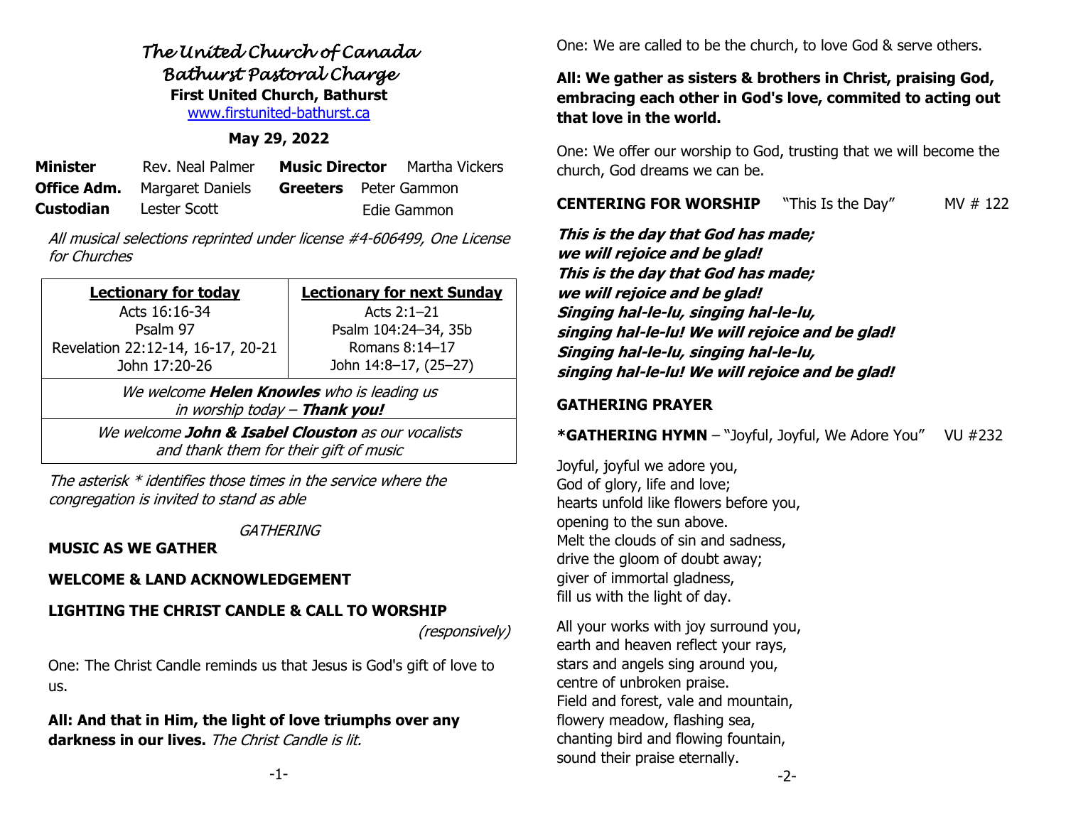# *The United Church of Canada*
## *Bathurst Pastoral Charge*
**First United Church, Bathurst**
www.firstunited-bathurst.ca

**May 29, 2022**

| | | | |
|---|---|---|---|
| **Minister** | Rev. Neal Palmer | **Music Director** | Martha Vickers |
| **Office Adm.** | Margaret Daniels | **Greeters** | Peter Gammon |
| **Custodian** | Lester Scott | | Edie Gammon |

*All musical selections reprinted under license #4-606499, One License for Churches*

| **Lectionary for today** | **Lectionary for next Sunday** |
|---|---|
| Acts 16:16-34<br>Psalm 97<br>Revelation 22:12-14, 16-17, 20-21<br>John 17:20-26 | Acts 2:1–21<br>Psalm 104:24–34, 35b<br>Romans 8:14–17<br>John 14:8–17, (25–27) |
| *We welcome **Helen Knowles** who is leading us in worship today – **Thank you!*** | |
| *We welcome **John & Isabel Clouston** as our vocalists and thank them for their gift of music* | |

*The asterisk * identifies those times in the service where the congregation is invited to stand as able*

*GATHERING*

**MUSIC AS WE GATHER**

**WELCOME & LAND ACKNOWLEDGEMENT**

**LIGHTING THE CHRIST CANDLE & CALL TO WORSHIP** *(responsively)*

One: The Christ Candle reminds us that Jesus is God's gift of love to us.

**All: And that in Him, the light of love triumphs over any darkness in our lives.** *The Christ Candle is lit.*

One: We are called to be the church, to love God & serve others.

**All: We gather as sisters & brothers in Christ, praising God, embracing each other in God's love, commited to acting out that love in the world.**

One: We offer our worship to God, trusting that we will become the church, God dreams we can be.

**CENTERING FOR WORSHIP** "This Is the Day" MV # 122

***This is the day that God has made;***
***we will rejoice and be glad!***
***This is the day that God has made;***
***we will rejoice and be glad!***
***Singing hal-le-lu, singing hal-le-lu,***
***singing hal-le-lu! We will rejoice and be glad!***
***Singing hal-le-lu, singing hal-le-lu,***
***singing hal-le-lu! We will rejoice and be glad!***

**GATHERING PRAYER**

***GATHERING HYMN** – "Joyful, Joyful, We Adore You" VU #232

Joyful, joyful we adore you,
God of glory, life and love;
hearts unfold like flowers before you,
opening to the sun above.
Melt the clouds of sin and sadness,
drive the gloom of doubt away;
giver of immortal gladness,
fill us with the light of day.

All your works with joy surround you,
earth and heaven reflect your rays,
stars and angels sing around you,
centre of unbroken praise.
Field and forest, vale and mountain,
flowery meadow, flashing sea,
chanting bird and flowing fountain,
sound their praise eternally.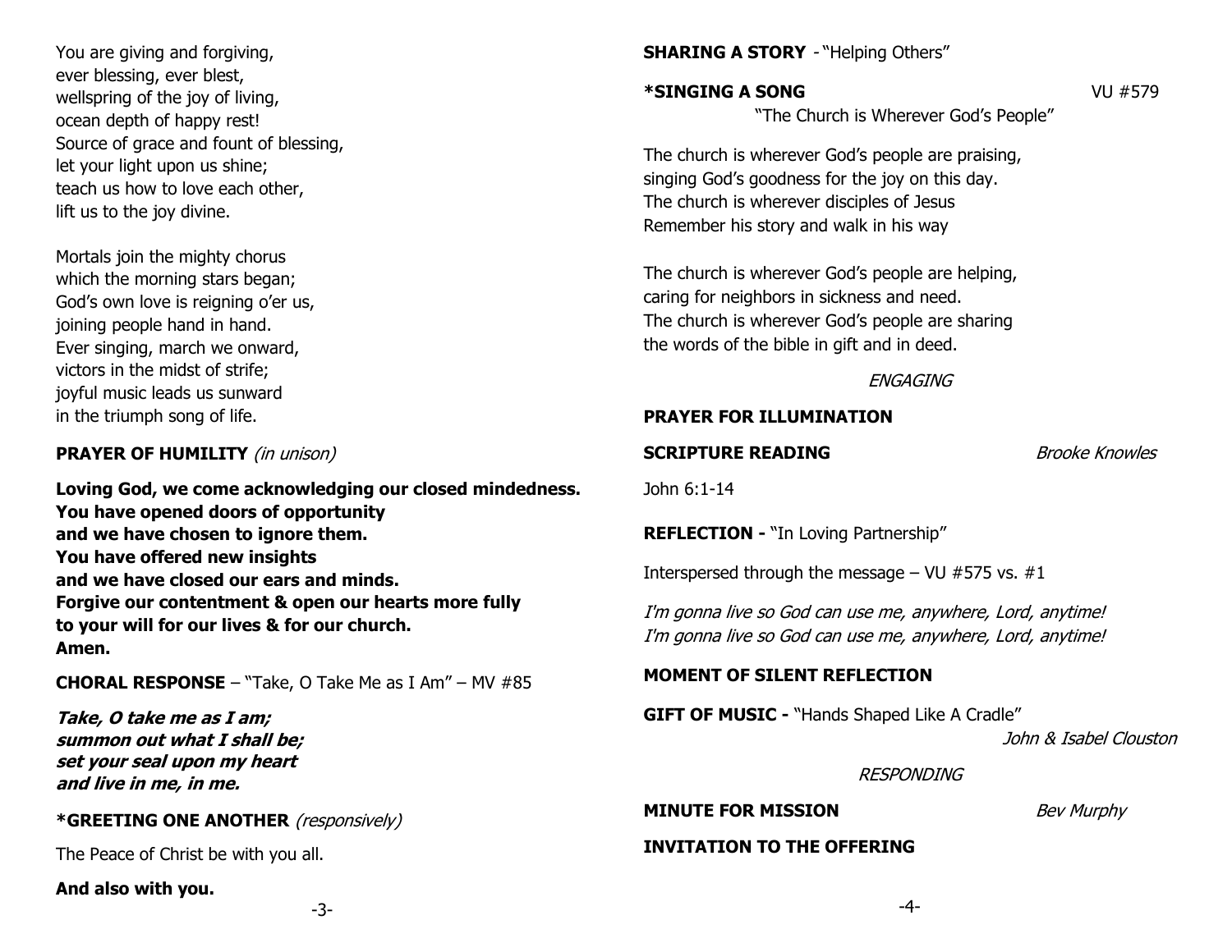You are giving and forgiving,
ever blessing, ever blest,
wellspring of the joy of living,
ocean depth of happy rest!
Source of grace and fount of blessing,
let your light upon us shine;
teach us how to love each other,
lift us to the joy divine.

Mortals join the mighty chorus
which the morning stars began;
God's own love is reigning o'er us,
joining people hand in hand.
Ever singing, march we onward,
victors in the midst of strife;
joyful music leads us sunward
in the triumph song of life.

**PRAYER OF HUMILITY** *(in unison)*

**Loving God, we come acknowledging our closed mindedness.**
**You have opened doors of opportunity**
**and we have chosen to ignore them.**
**You have offered new insights**
**and we have closed our ears and minds.**
**Forgive our contentment & open our hearts more fully**
**to your will for our lives & for our church.**
**Amen.**

**CHORAL RESPONSE** – "Take, O Take Me as I Am" – MV #85

***Take, O take me as I am;***
***summon out what I shall be;***
***set your seal upon my heart***
***and live in me, in me.***

**\*GREETING ONE ANOTHER** *(responsively)*

The Peace of Christ be with you all.

**And also with you.**

**SHARING A STORY** - "Helping Others"

**\*SINGING A SONG** VU #579

"The Church is Wherever God's People"

The church is wherever God's people are praising,
singing God's goodness for the joy on this day.
The church is wherever disciples of Jesus
Remember his story and walk in his way

The church is wherever God's people are helping,
caring for neighbors in sickness and need.
The church is wherever God's people are sharing
the words of the bible in gift and in deed.

*ENGAGING*

**PRAYER FOR ILLUMINATION**

**SCRIPTURE READING** *Brooke Knowles*

John 6:1-14

**REFLECTION -** "In Loving Partnership"

Interspersed through the message – VU #575 vs. #1

*I'm gonna live so God can use me, anywhere, Lord, anytime!*
*I'm gonna live so God can use me, anywhere, Lord, anytime!*

**MOMENT OF SILENT REFLECTION**

**GIFT OF MUSIC -** "Hands Shaped Like A Cradle"
*John & Isabel Clouston*

*RESPONDING*

**MINUTE FOR MISSION** *Bev Murphy*

**INVITATION TO THE OFFERING**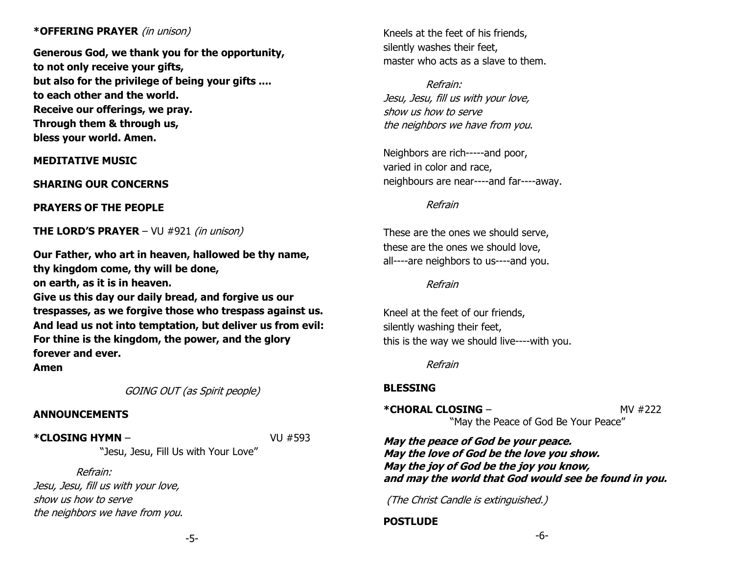**\*OFFERING PRAYER** *(in unison)*

**Generous God, we thank you for the opportunity,**
**to not only receive your gifts,**
**but also for the privilege of being your gifts ....**
**to each other and the world.**
**Receive our offerings, we pray.**
**Through them & through us,**
**bless your world. Amen.**

**MEDITATIVE MUSIC**

**SHARING OUR CONCERNS**

**PRAYERS OF THE PEOPLE**

**THE LORD'S PRAYER** – VU #921 *(in unison)*

**Our Father, who art in heaven, hallowed be thy name,**
**thy kingdom come, thy will be done,**
**on earth, as it is in heaven.**
**Give us this day our daily bread, and forgive us our trespasses, as we forgive those who trespass against us.**
**And lead us not into temptation, but deliver us from evil:**
**For thine is the kingdom, the power, and the glory forever and ever.**
**Amen**

*GOING OUT (as Spirit people)*

**ANNOUNCEMENTS**

**\*CLOSING HYMN** – VU #593
"Jesu, Jesu, Fill Us with Your Love"

*Refrain:*
*Jesu, Jesu, fill us with your love,*
*show us how to serve*
*the neighbors we have from you.*

Kneels at the feet of his friends,
silently washes their feet,
master who acts as a slave to them.

*Refrain:*
*Jesu, Jesu, fill us with your love,*
*show us how to serve*
*the neighbors we have from you.*

Neighbors are rich-----and poor,
varied in color and race,
neighbours are near----and far----away.

*Refrain*

These are the ones we should serve,
these are the ones we should love,
all----are neighbors to us----and you.

*Refrain*

Kneel at the feet of our friends,
silently washing their feet,
this is the way we should live----with you.

*Refrain*

**BLESSING**

**\*CHORAL CLOSING** – MV #222
"May the Peace of God Be Your Peace"

***May the peace of God be your peace.***
***May the love of God be the love you show.***
***May the joy of God be the joy you know,***
***and may the world that God would see be found in you.***

*(The Christ Candle is extinguished.)*

**POSTLUDE**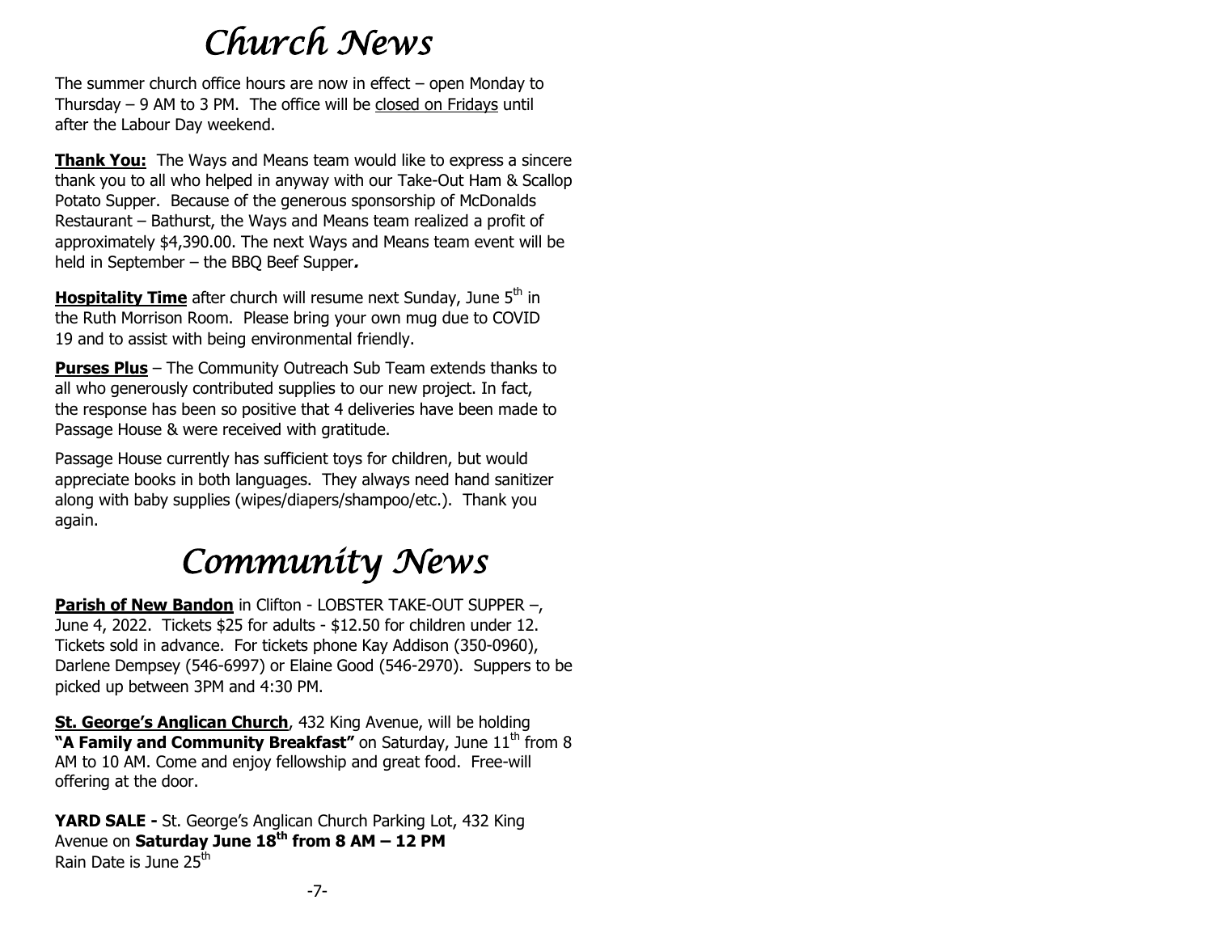# Church News

The summer church office hours are now in effect – open Monday to Thursday – 9 AM to 3 PM. The office will be closed on Fridays until after the Labour Day weekend.

**Thank You:** The Ways and Means team would like to express a sincere thank you to all who helped in anyway with our Take-Out Ham & Scallop Potato Supper. Because of the generous sponsorship of McDonalds Restaurant – Bathurst, the Ways and Means team realized a profit of approximately $4,390.00. The next Ways and Means team event will be held in September – the BBQ Beef Supper*.*

**Hospitality Time** after church will resume next Sunday, June 5th in the Ruth Morrison Room. Please bring your own mug due to COVID 19 and to assist with being environmental friendly.

**Purses Plus** – The Community Outreach Sub Team extends thanks to all who generously contributed supplies to our new project. In fact, the response has been so positive that 4 deliveries have been made to Passage House & were received with gratitude.

Passage House currently has sufficient toys for children, but would appreciate books in both languages. They always need hand sanitizer along with baby supplies (wipes/diapers/shampoo/etc.). Thank you again.

# Community News

**Parish of New Bandon** in Clifton - LOBSTER TAKE-OUT SUPPER –, June 4, 2022. Tickets $25 for adults - $12.50 for children under 12. Tickets sold in advance. For tickets phone Kay Addison (350-0960), Darlene Dempsey (546-6997) or Elaine Good (546-2970). Suppers to be picked up between 3PM and 4:30 PM.

**St. George's Anglican Church**, 432 King Avenue, will be holding **"A Family and Community Breakfast"** on Saturday, June 11th from 8 AM to 10 AM. Come and enjoy fellowship and great food. Free-will offering at the door.

**YARD SALE -** St. George's Anglican Church Parking Lot, 432 King Avenue on **Saturday June 18th from 8 AM – 12 PM**
Rain Date is June 25th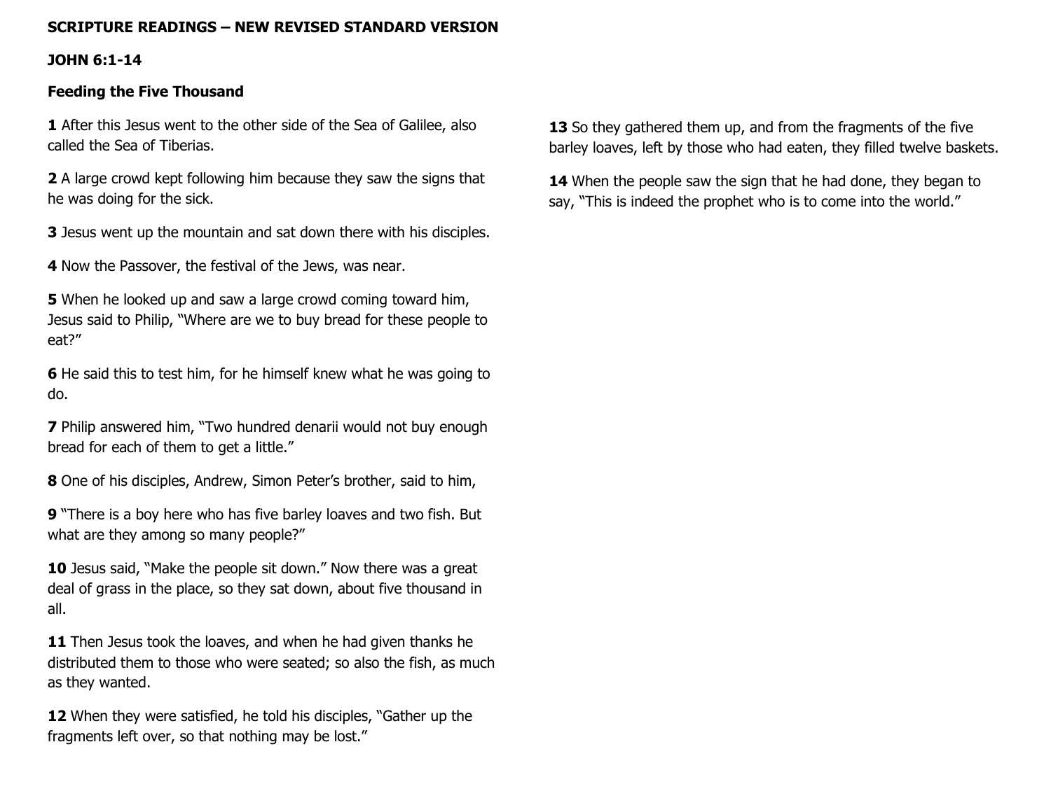**SCRIPTURE READINGS – NEW REVISED STANDARD VERSION**

**JOHN 6:1-14**

**Feeding the Five Thousand**

**1** After this Jesus went to the other side of the Sea of Galilee, also called the Sea of Tiberias.

**2** A large crowd kept following him because they saw the signs that he was doing for the sick.

**3** Jesus went up the mountain and sat down there with his disciples.

**4** Now the Passover, the festival of the Jews, was near.

**5** When he looked up and saw a large crowd coming toward him, Jesus said to Philip, "Where are we to buy bread for these people to eat?"

**6** He said this to test him, for he himself knew what he was going to do.

**7** Philip answered him, "Two hundred denarii would not buy enough bread for each of them to get a little."

**8** One of his disciples, Andrew, Simon Peter's brother, said to him,

**9** "There is a boy here who has five barley loaves and two fish. But what are they among so many people?"

**10** Jesus said, "Make the people sit down." Now there was a great deal of grass in the place, so they sat down, about five thousand in all.

**11** Then Jesus took the loaves, and when he had given thanks he distributed them to those who were seated; so also the fish, as much as they wanted.

**12** When they were satisfied, he told his disciples, "Gather up the fragments left over, so that nothing may be lost."

**13** So they gathered them up, and from the fragments of the five barley loaves, left by those who had eaten, they filled twelve baskets.

**14** When the people saw the sign that he had done, they began to say, "This is indeed the prophet who is to come into the world."